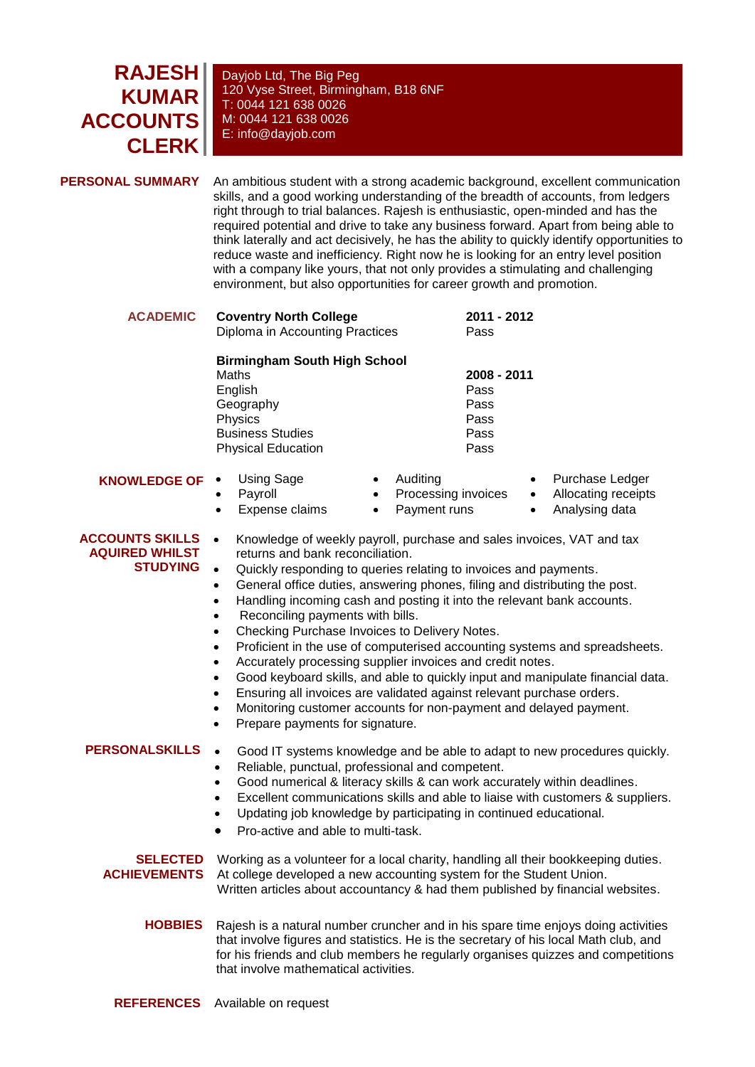# RAJESH KUMAR ACCOUNTS CLERK

Dayjob Ltd, The Big Peg
120 Vyse Street, Birmingham, B18 6NF
T: 0044 121 638 0026
M: 0044 121 638 0026
E: info@dayjob.com

## PERSONAL SUMMARY

An ambitious student with a strong academic background, excellent communication skills, and a good working understanding of the breadth of accounts, from ledgers right through to trial balances. Rajesh is enthusiastic, open-minded and has the required potential and drive to take any business forward. Apart from being able to think laterally and act decisively, he has the ability to quickly identify opportunities to reduce waste and inefficiency. Right now he is looking for an entry level position with a company like yours, that not only provides a stimulating and challenging environment, but also opportunities for career growth and promotion.

## ACADEMIC

**Coventry North College** — **2011 - 2012**

| | |
|---|---|
| Diploma in Accounting Practices | Pass |

**Birmingham South High School** — **2008 - 2011**

| | |
|---|---|
| Maths | |
| English | Pass |
| Geography | Pass |
| Physics | Pass |
| Business Studies | Pass |
| Physical Education | Pass |

## KNOWLEDGE OF

- Using Sage
- Payroll
- Expense claims
- Auditing
- Processing invoices
- Payment runs
- Purchase Ledger
- Allocating receipts
- Analysing data

## ACCOUNTS SKILLS AQUIRED WHILST STUDYING

- Knowledge of weekly payroll, purchase and sales invoices, VAT and tax returns and bank reconciliation.
- Quickly responding to queries relating to invoices and payments.
- General office duties, answering phones, filing and distributing the post.
- Handling incoming cash and posting it into the relevant bank accounts.
- Reconciling payments with bills.
- Checking Purchase Invoices to Delivery Notes.
- Proficient in the use of computerised accounting systems and spreadsheets.
- Accurately processing supplier invoices and credit notes.
- Good keyboard skills, and able to quickly input and manipulate financial data.
- Ensuring all invoices are validated against relevant purchase orders.
- Monitoring customer accounts for non-payment and delayed payment.
- Prepare payments for signature.

## PERSONALSKILLS

- Good IT systems knowledge and be able to adapt to new procedures quickly.
- Reliable, punctual, professional and competent.
- Good numerical & literacy skills & can work accurately within deadlines.
- Excellent communications skills and able to liaise with customers & suppliers.
- Updating job knowledge by participating in continued educational.
- Pro-active and able to multi-task.

## SELECTED ACHIEVEMENTS

Working as a volunteer for a local charity, handling all their bookkeeping duties.
At college developed a new accounting system for the Student Union.
Written articles about accountancy & had them published by financial websites.

## HOBBIES

Rajesh is a natural number cruncher and in his spare time enjoys doing activities that involve figures and statistics. He is the secretary of his local Math club, and for his friends and club members he regularly organises quizzes and competitions that involve mathematical activities.

## REFERENCES

Available on request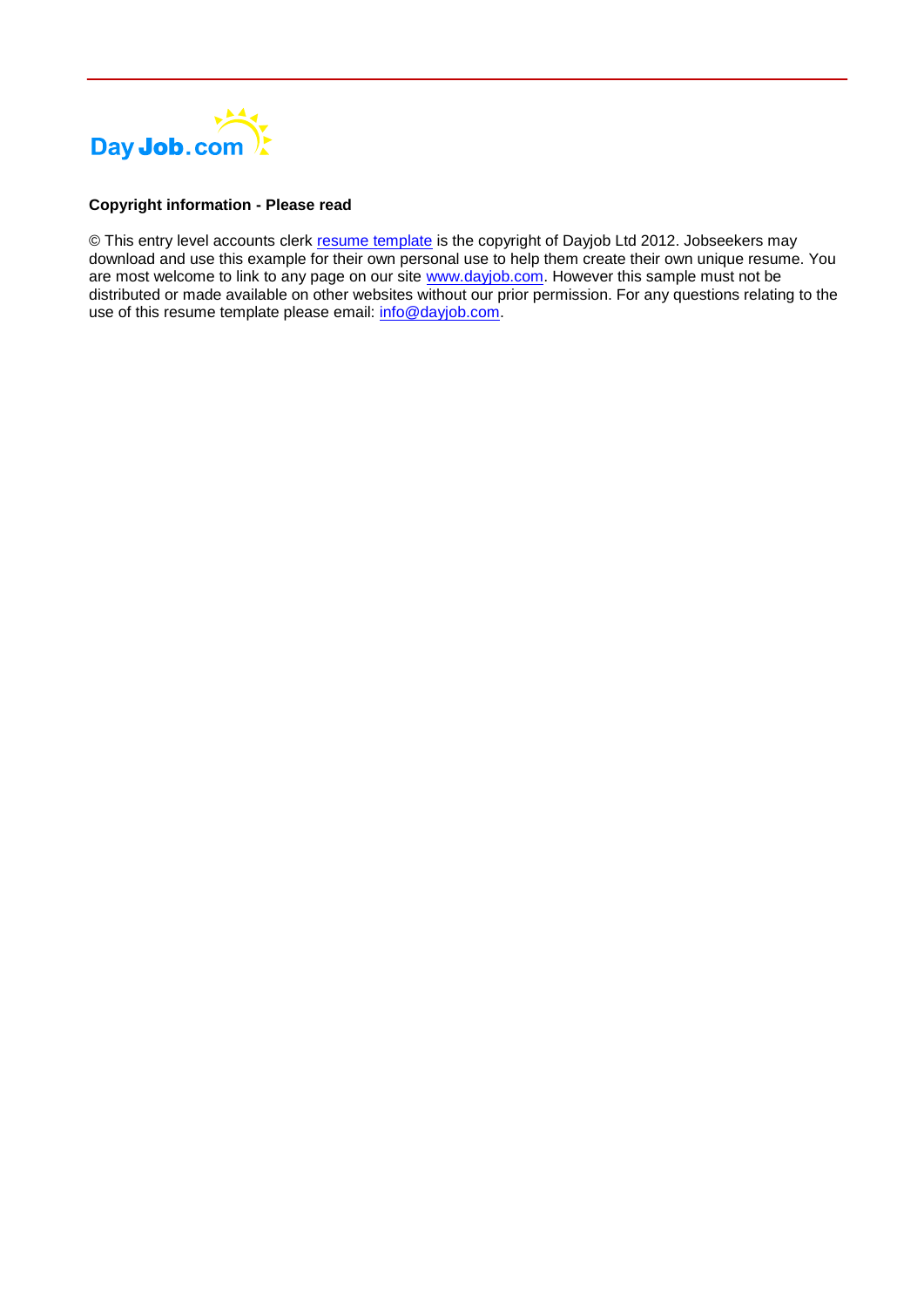Day Job.com

**Copyright information - Please read**

© This entry level accounts clerk [resume template](resume template) is the copyright of Dayjob Ltd 2012. Jobseekers may download and use this example for their own personal use to help them create their own unique resume. You are most welcome to link to any page on our site www.dayjob.com. However this sample must not be distributed or made available on other websites without our prior permission. For any questions relating to the use of this resume template please email: info@dayjob.com.